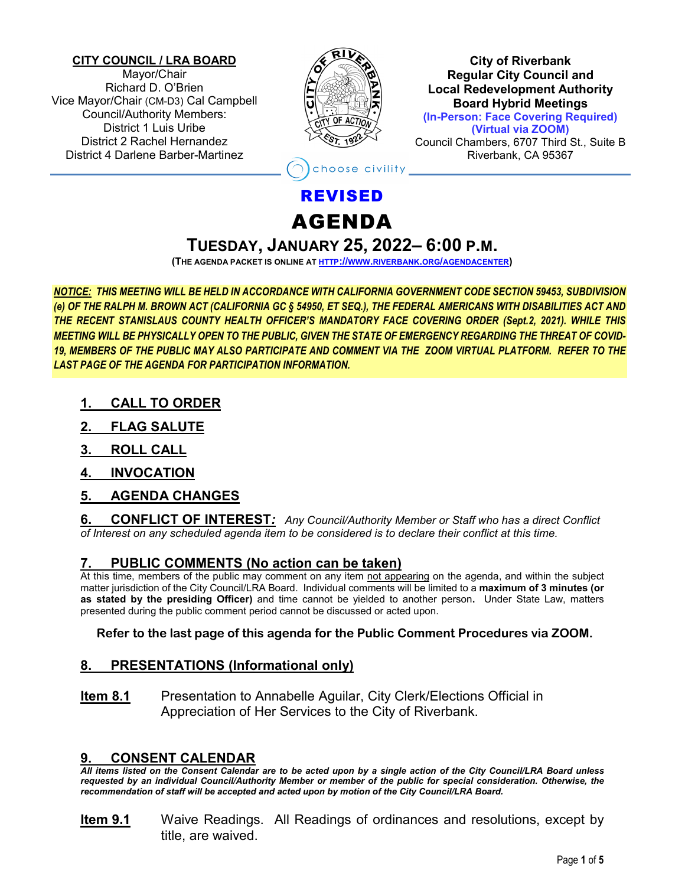**CITY COUNCIL / LRA BOARD**
Mayor/Chair
Richard D. O'Brien
Vice Mayor/Chair (CM-D3) Cal Campbell
Council/Authority Members:
District 1 Luis Uribe
District 2 Rachel Hernandez
District 4 Darlene Barber-Martinez

**City of Riverbank**
**Regular City Council and**
**Local Redevelopment Authority**
**Board Hybrid Meetings**
**(In-Person: Face Covering Required)**
**(Virtual via ZOOM)**
Council Chambers, 6707 Third St., Suite B
Riverbank, CA 95367

choose civility

# REVISED
# AGENDA
## TUESDAY, JANUARY 25, 2022– 6:00 P.M.

**(THE AGENDA PACKET IS ONLINE AT HTTP://WWW.RIVERBANK.ORG/AGENDACENTER)**

***NOTICE:* *THIS MEETING WILL BE HELD IN ACCORDANCE WITH CALIFORNIA GOVERNMENT CODE SECTION 59453, SUBDIVISION (e) OF THE RALPH M. BROWN ACT (CALIFORNIA GC § 54950, ET SEQ.), THE FEDERAL AMERICANS WITH DISABILITIES ACT AND THE RECENT STANISLAUS COUNTY HEALTH OFFICER'S MANDATORY FACE COVERING ORDER (Sept.2, 2021). WHILE THIS MEETING WILL BE PHYSICALLY OPEN TO THE PUBLIC, GIVEN THE STATE OF EMERGENCY REGARDING THE THREAT OF COVID-19, MEMBERS OF THE PUBLIC MAY ALSO PARTICIPATE AND COMMENT VIA THE ZOOM VIRTUAL PLATFORM. REFER TO THE LAST PAGE OF THE AGENDA FOR PARTICIPATION INFORMATION.***

### 1. CALL TO ORDER

### 2. FLAG SALUTE

### 3. ROLL CALL

### 4. INVOCATION

### 5. AGENDA CHANGES

### 6. CONFLICT OF INTEREST*:*

*Any Council/Authority Member or Staff who has a direct Conflict of Interest on any scheduled agenda item to be considered is to declare their conflict at this time.*

### 7. PUBLIC COMMENTS (No action can be taken)

At this time, members of the public may comment on any item not appearing on the agenda, and within the subject matter jurisdiction of the City Council/LRA Board. Individual comments will be limited to a **maximum of 3 minutes (or as stated by the presiding Officer)** and time cannot be yielded to another person**.** Under State Law, matters presented during the public comment period cannot be discussed or acted upon.

**Refer to the last page of this agenda for the Public Comment Procedures via ZOOM.**

### 8. PRESENTATIONS (Informational only)

**Item 8.1** Presentation to Annabelle Aguilar, City Clerk/Elections Official in Appreciation of Her Services to the City of Riverbank.

### 9. CONSENT CALENDAR

***All items listed on the Consent Calendar are to be acted upon by a single action of the City Council/LRA Board unless requested by an individual Council/Authority Member or member of the public for special consideration. Otherwise, the recommendation of staff will be accepted and acted upon by motion of the City Council/LRA Board.***

**Item 9.1** Waive Readings. All Readings of ordinances and resolutions, except by title, are waived.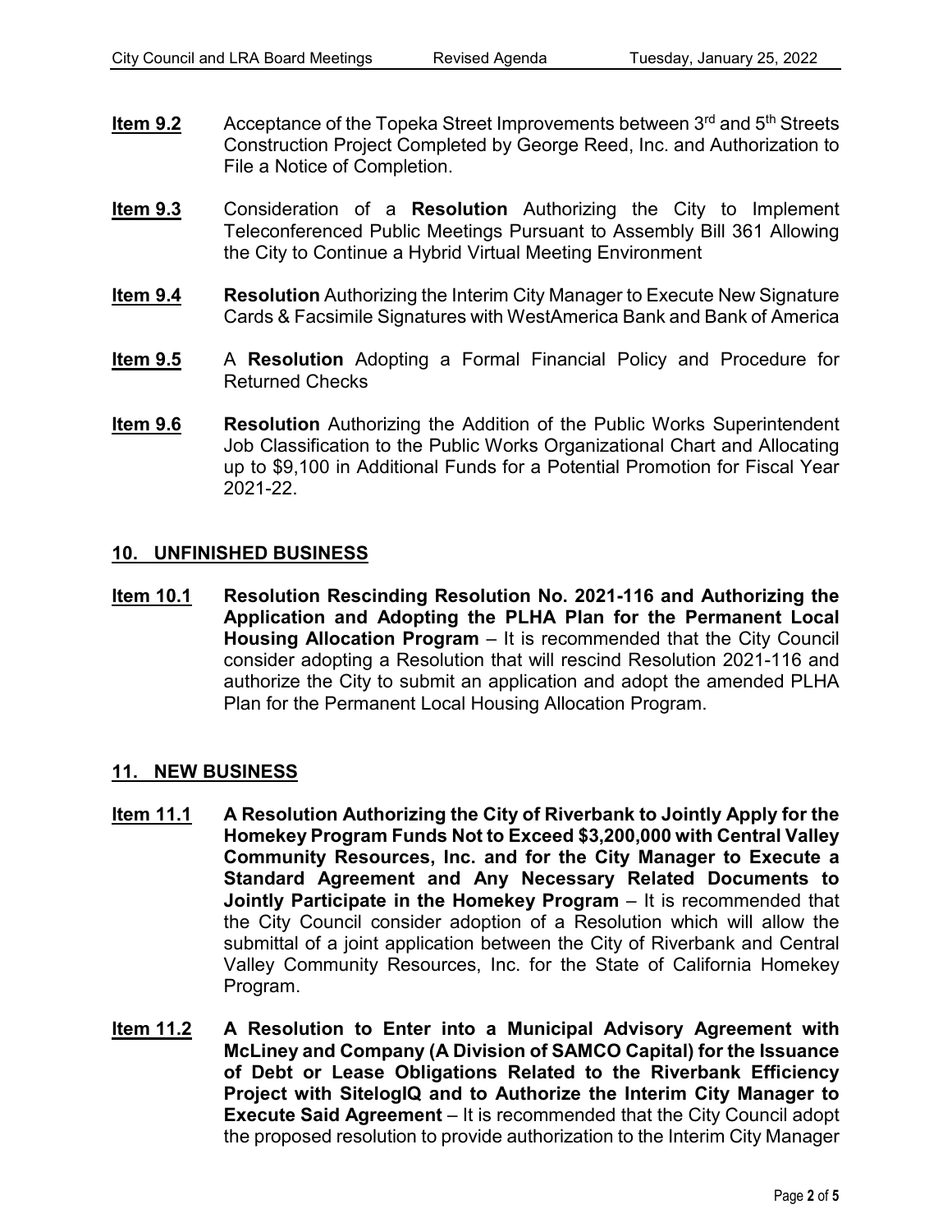**Item 9.2** Acceptance of the Topeka Street Improvements between 3rd and 5th Streets Construction Project Completed by George Reed, Inc. and Authorization to File a Notice of Completion.

**Item 9.3** Consideration of a **Resolution** Authorizing the City to Implement Teleconferenced Public Meetings Pursuant to Assembly Bill 361 Allowing the City to Continue a Hybrid Virtual Meeting Environment

**Item 9.4** **Resolution** Authorizing the Interim City Manager to Execute New Signature Cards & Facsimile Signatures with WestAmerica Bank and Bank of America

**Item 9.5** A **Resolution** Adopting a Formal Financial Policy and Procedure for Returned Checks

**Item 9.6** **Resolution** Authorizing the Addition of the Public Works Superintendent Job Classification to the Public Works Organizational Chart and Allocating up to $9,100 in Additional Funds for a Potential Promotion for Fiscal Year 2021-22.

## 10. UNFINISHED BUSINESS

**Item 10.1** **Resolution Rescinding Resolution No. 2021-116 and Authorizing the Application and Adopting the PLHA Plan for the Permanent Local Housing Allocation Program** – It is recommended that the City Council consider adopting a Resolution that will rescind Resolution 2021-116 and authorize the City to submit an application and adopt the amended PLHA Plan for the Permanent Local Housing Allocation Program.

## 11. NEW BUSINESS

**Item 11.1** **A Resolution Authorizing the City of Riverbank to Jointly Apply for the Homekey Program Funds Not to Exceed $3,200,000 with Central Valley Community Resources, Inc. and for the City Manager to Execute a Standard Agreement and Any Necessary Related Documents to Jointly Participate in the Homekey Program** – It is recommended that the City Council consider adoption of a Resolution which will allow the submittal of a joint application between the City of Riverbank and Central Valley Community Resources, Inc. for the State of California Homekey Program.

**Item 11.2** **A Resolution to Enter into a Municipal Advisory Agreement with McLiney and Company (A Division of SAMCO Capital) for the Issuance of Debt or Lease Obligations Related to the Riverbank Efficiency Project with SitelogIQ and to Authorize the Interim City Manager to Execute Said Agreement** – It is recommended that the City Council adopt the proposed resolution to provide authorization to the Interim City Manager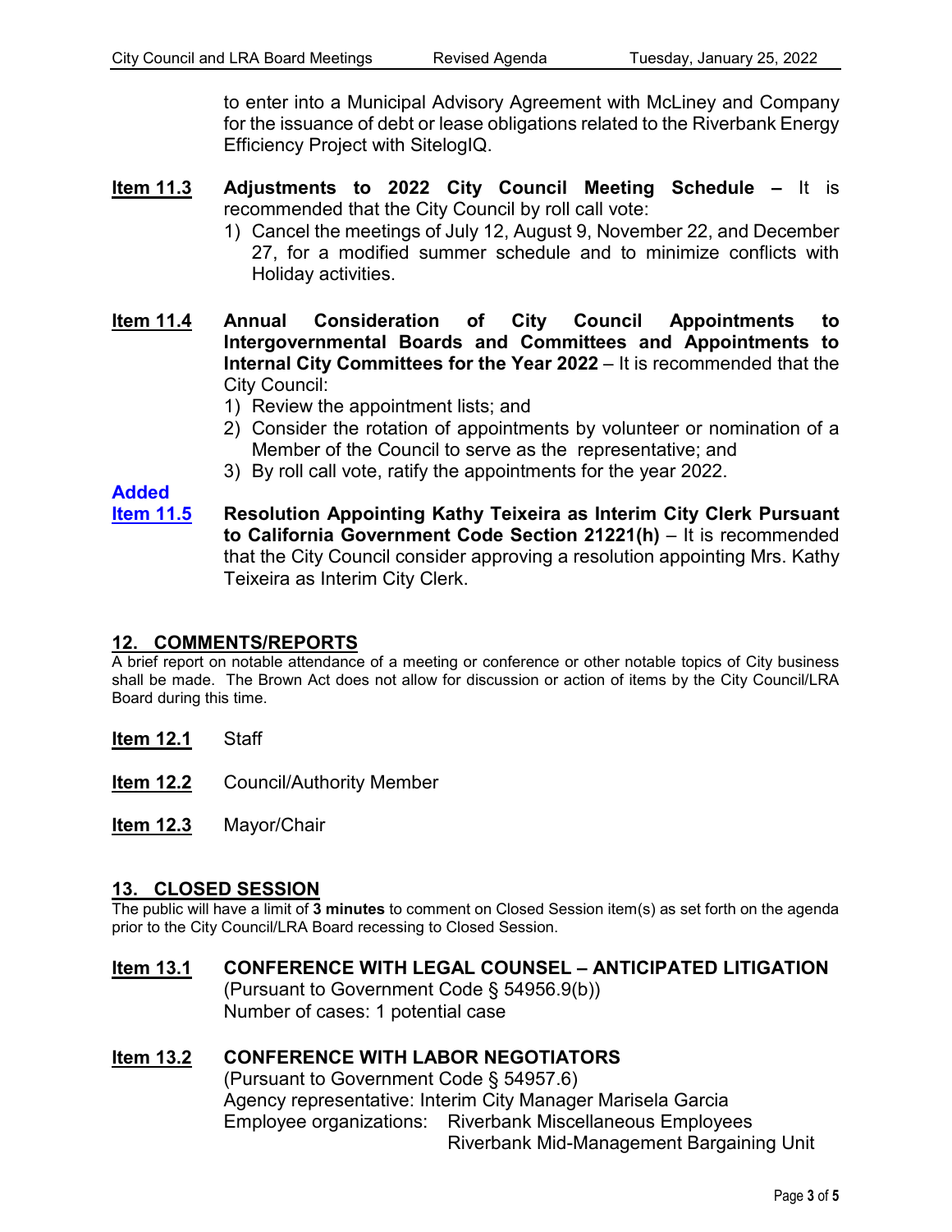to enter into a Municipal Advisory Agreement with McLiney and Company for the issuance of debt or lease obligations related to the Riverbank Energy Efficiency Project with SitelogIQ.

**Item 11.3** **Adjustments to 2022 City Council Meeting Schedule –** It is recommended that the City Council by roll call vote:

1) Cancel the meetings of July 12, August 9, November 22, and December 27, for a modified summer schedule and to minimize conflicts with Holiday activities.

**Item 11.4** **Annual Consideration of City Council Appointments to Intergovernmental Boards and Committees and Appointments to Internal City Committees for the Year 2022** – It is recommended that the City Council:

1) Review the appointment lists; and
2) Consider the rotation of appointments by volunteer or nomination of a Member of the Council to serve as the representative; and
3) By roll call vote, ratify the appointments for the year 2022.

**Added**
**Item 11.5** **Resolution Appointing Kathy Teixeira as Interim City Clerk Pursuant to California Government Code Section 21221(h)** – It is recommended that the City Council consider approving a resolution appointing Mrs. Kathy Teixeira as Interim City Clerk.

## 12. COMMENTS/REPORTS

A brief report on notable attendance of a meeting or conference or other notable topics of City business shall be made. The Brown Act does not allow for discussion or action of items by the City Council/LRA Board during this time.

**Item 12.1** Staff

**Item 12.2** Council/Authority Member

**Item 12.3** Mayor/Chair

## 13. CLOSED SESSION

The public will have a limit of **3 minutes** to comment on Closed Session item(s) as set forth on the agenda prior to the City Council/LRA Board recessing to Closed Session.

**Item 13.1** **CONFERENCE WITH LEGAL COUNSEL – ANTICIPATED LITIGATION**
(Pursuant to Government Code § 54956.9(b))
Number of cases: 1 potential case

**Item 13.2** **CONFERENCE WITH LABOR NEGOTIATORS**
(Pursuant to Government Code § 54957.6)
Agency representative: Interim City Manager Marisela Garcia
Employee organizations: Riverbank Miscellaneous Employees
Riverbank Mid-Management Bargaining Unit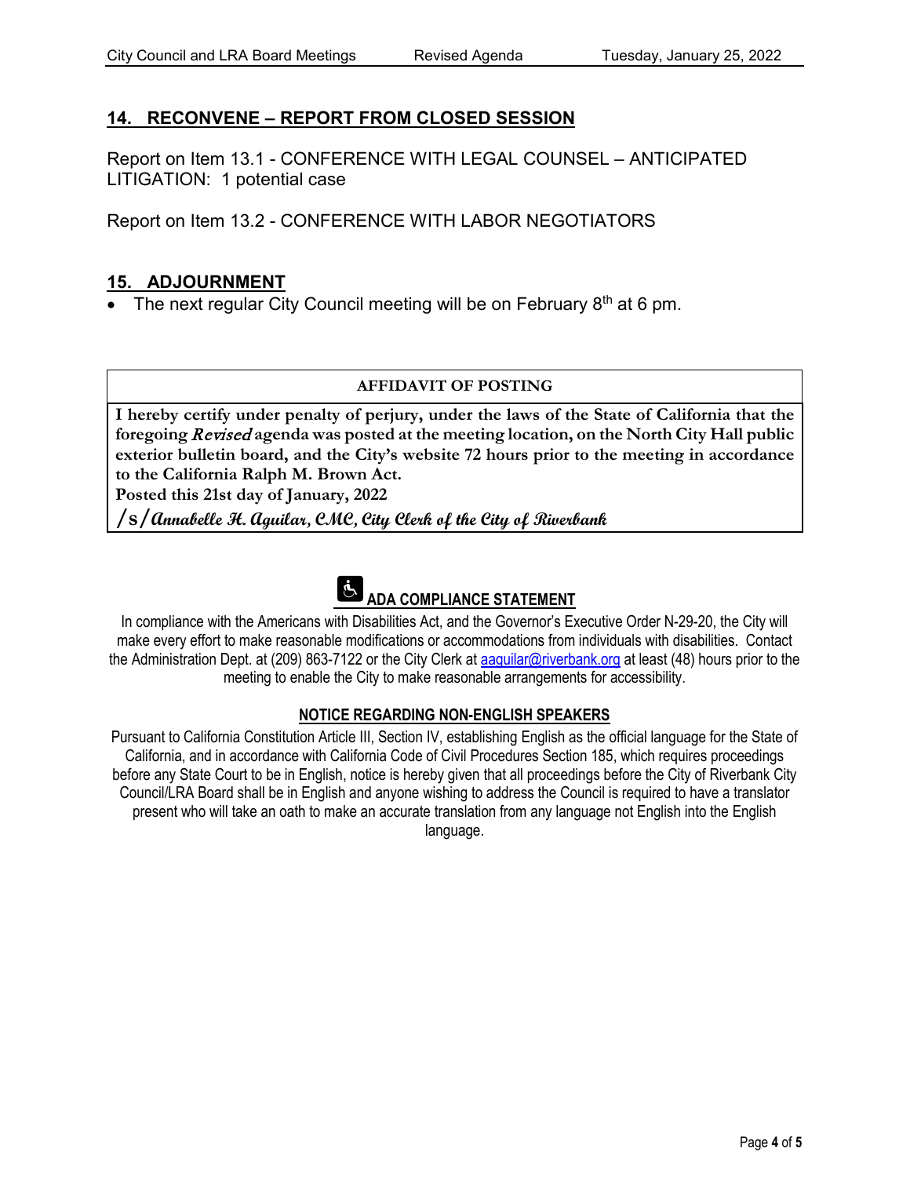## 14. RECONVENE – REPORT FROM CLOSED SESSION

Report on Item 13.1 - CONFERENCE WITH LEGAL COUNSEL – ANTICIPATED LITIGATION: 1 potential case

Report on Item 13.2 - CONFERENCE WITH LABOR NEGOTIATORS

## 15. ADJOURNMENT

- The next regular City Council meeting will be on February 8th at 6 pm.

| AFFIDAVIT OF POSTING |
|---|
| **I hereby certify under penalty of perjury, under the laws of the State of California that the foregoing *Revised* agenda was posted at the meeting location, on the North City Hall public exterior bulletin board, and the City's website 72 hours prior to the meeting in accordance to the California Ralph M. Brown Act.**<br>**Posted this 21st day of January, 2022**<br>***/s/ Annabelle H. Aguilar, CMC, City Clerk of the City of Riverbank*** |

### ADA COMPLIANCE STATEMENT

In compliance with the Americans with Disabilities Act, and the Governor's Executive Order N-29-20, the City will make every effort to make reasonable modifications or accommodations from individuals with disabilities. Contact the Administration Dept. at (209) 863-7122 or the City Clerk at aaguilar@riverbank.org at least (48) hours prior to the meeting to enable the City to make reasonable arrangements for accessibility.

### NOTICE REGARDING NON-ENGLISH SPEAKERS

Pursuant to California Constitution Article III, Section IV, establishing English as the official language for the State of California, and in accordance with California Code of Civil Procedures Section 185, which requires proceedings before any State Court to be in English, notice is hereby given that all proceedings before the City of Riverbank City Council/LRA Board shall be in English and anyone wishing to address the Council is required to have a translator present who will take an oath to make an accurate translation from any language not English into the English language.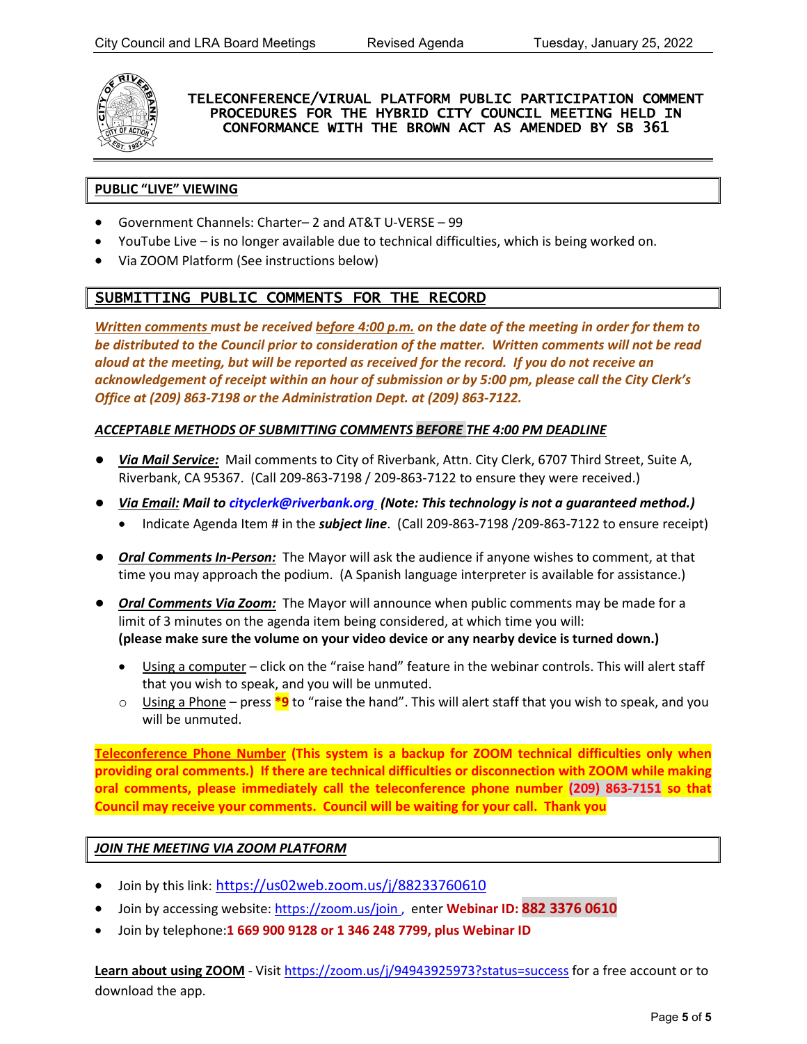# TELECONFERENCE/VIRUAL PLATFORM PUBLIC PARTICIPATION COMMENT PROCEDURES FOR THE HYBRID CITY COUNCIL MEETING HELD IN CONFORMANCE WITH THE BROWN ACT AS AMENDED BY SB 361

## PUBLIC "LIVE" VIEWING

- Government Channels: Charter– 2 and AT&T U-VERSE – 99
- YouTube Live – is no longer available due to technical difficulties, which is being worked on.
- Via ZOOM Platform (See instructions below)

## SUBMITTING PUBLIC COMMENTS FOR THE RECORD

***Written comments must be received before 4:00 p.m. on the date of the meeting in order for them to be distributed to the Council prior to consideration of the matter. Written comments will not be read aloud at the meeting, but will be reported as received for the record. If you do not receive an acknowledgement of receipt within an hour of submission or by 5:00 pm, please call the City Clerk's Office at (209) 863-7198 or the Administration Dept. at (209) 863-7122.***

***ACCEPTABLE METHODS OF SUBMITTING COMMENTS BEFORE THE 4:00 PM DEADLINE***

- ***Via Mail Service:*** Mail comments to City of Riverbank, Attn. City Clerk, 6707 Third Street, Suite A, Riverbank, CA 95367. (Call 209-863-7198 / 209-863-7122 to ensure they were received.)
- ***Via Email: Mail to cityclerk@riverbank.org (Note: This technology is not a guaranteed method.)***
  - Indicate Agenda Item # in the ***subject line***. (Call 209-863-7198 /209-863-7122 to ensure receipt)
- ***Oral Comments In-Person:*** The Mayor will ask the audience if anyone wishes to comment, at that time you may approach the podium. (A Spanish language interpreter is available for assistance.)
- ***Oral Comments Via Zoom:*** The Mayor will announce when public comments may be made for a limit of 3 minutes on the agenda item being considered, at which time you will:
  **(please make sure the volume on your video device or any nearby device is turned down.)**
  - Using a computer – click on the "raise hand" feature in the webinar controls. This will alert staff that you wish to speak, and you will be unmuted.
  - Using a Phone – press **\*9** to "raise the hand". This will alert staff that you wish to speak, and you will be unmuted.

**Teleconference Phone Number (This system is a backup for ZOOM technical difficulties only when providing oral comments.) If there are technical difficulties or disconnection with ZOOM while making oral comments, please immediately call the teleconference phone number (209) 863-7151 so that Council may receive your comments. Council will be waiting for your call. Thank you**

## JOIN THE MEETING VIA ZOOM PLATFORM

- Join by this link: https://us02web.zoom.us/j/88233760610
- Join by accessing website: https://zoom.us/join , enter **Webinar ID: 882 3376 0610**
- Join by telephone:**1 669 900 9128 or 1 346 248 7799, plus Webinar ID**

**Learn about using ZOOM** - Visit https://zoom.us/j/94943925973?status=success for a free account or to download the app.